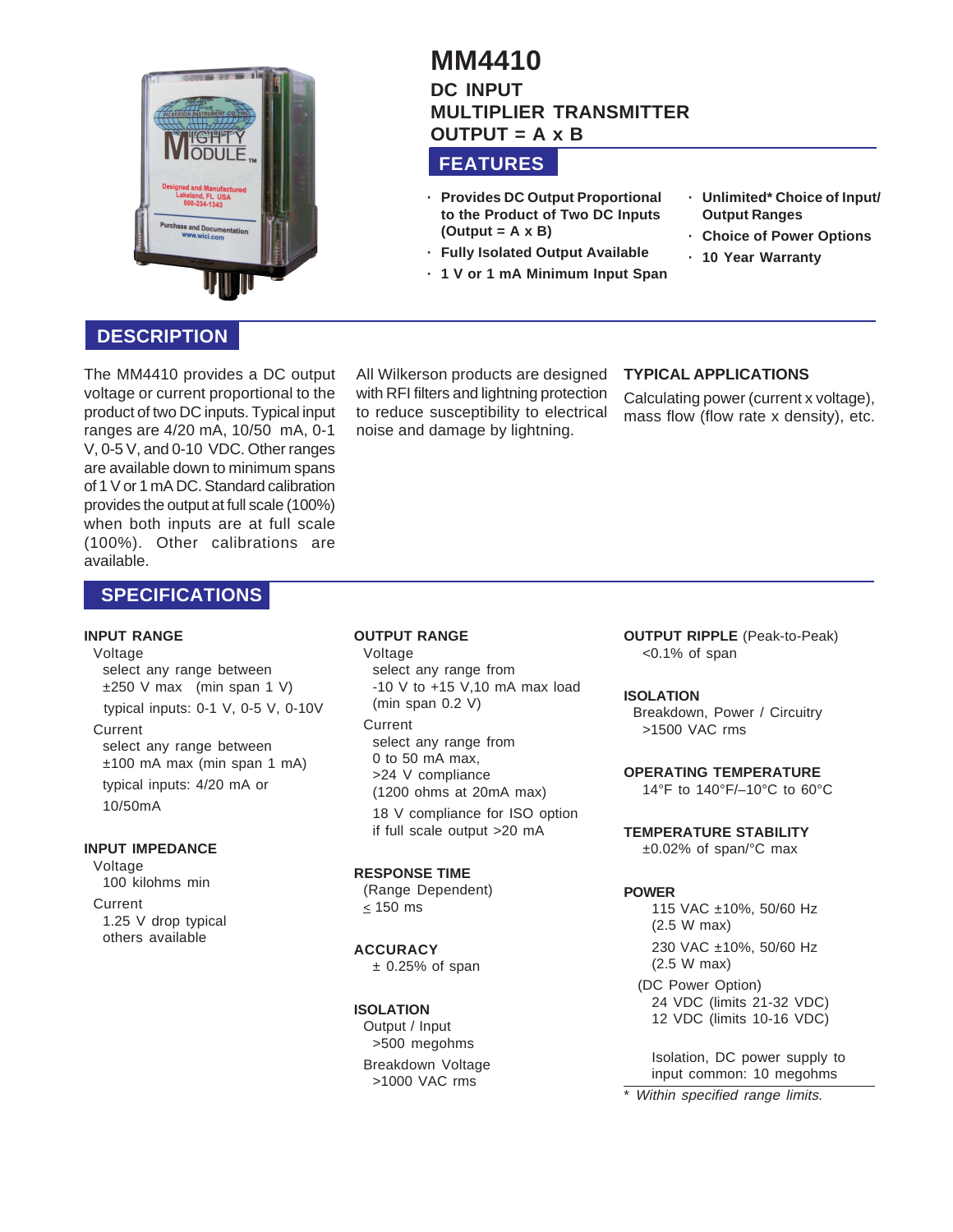# MM4410

## DC INPUT MULTIPLIER TRANSMITTER OUTPUT = A x B

## FEATURES

- **Provides DC Output Proportional to the Product of Two DC Inputs (Output = A x B)**
- **Fully Isolated Output Available**
- **1 V or 1 mA Minimum Input Span**
- **Unlimited* Choice of Input/ Output Ranges**
- **Choice of Power Options**
- **10 Year Warranty**

## DESCRIPTION

The MM4410 provides a DC output voltage or current proportional to the product of two DC inputs. Typical input ranges are 4/20 mA, 10/50 mA, 0-1 V, 0-5 V, and 0-10 VDC. Other ranges are available down to minimum spans of 1 V or 1 mA DC. Standard calibration provides the output at full scale (100%) when both inputs are at full scale (100%). Other calibrations are available.

All Wilkerson products are designed with RFI filters and lightning protection to reduce susceptibility to electrical noise and damage by lightning.

### TYPICAL APPLICATIONS

Calculating power (current x voltage), mass flow (flow rate x density), etc.

## SPECIFICATIONS

**INPUT RANGE**

Voltage
- select any range between ±250 V max (min span 1 V)
- typical inputs: 0-1 V, 0-5 V, 0-10V

Current
- select any range between ±100 mA max (min span 1 mA)
- typical inputs: 4/20 mA or 10/50mA

**INPUT IMPEDANCE**

Voltage
- 100 kilohms min

Current
- 1.25 V drop typical
- others available

**OUTPUT RANGE**

Voltage
- select any range from -10 V to +15 V,10 mA max load (min span 0.2 V)

Current
- select any range from 0 to 50 mA max, >24 V compliance (1200 ohms at 20mA max)
- 18 V compliance for ISO option if full scale output >20 mA

**RESPONSE TIME**

(Range Dependent)
≤ 150 ms

**ACCURACY**

± 0.25% of span

**ISOLATION**

Output / Input
- >500 megohms

Breakdown Voltage
- >1000 VAC rms

**OUTPUT RIPPLE** (Peak-to-Peak)

<0.1% of span

**ISOLATION**

Breakdown, Power / Circuitry
- >1500 VAC rms

**OPERATING TEMPERATURE**

14°F to 140°F/–10°C to 60°C

**TEMPERATURE STABILITY**

±0.02% of span/°C max

**POWER**

- 115 VAC ±10%, 50/60 Hz (2.5 W max)
- 230 VAC ±10%, 50/60 Hz (2.5 W max)

(DC Power Option)
- 24 VDC (limits 21-32 VDC)
- 12 VDC (limits 10-16 VDC)

Isolation, DC power supply to input common: 10 megohms

*\* Within specified range limits.*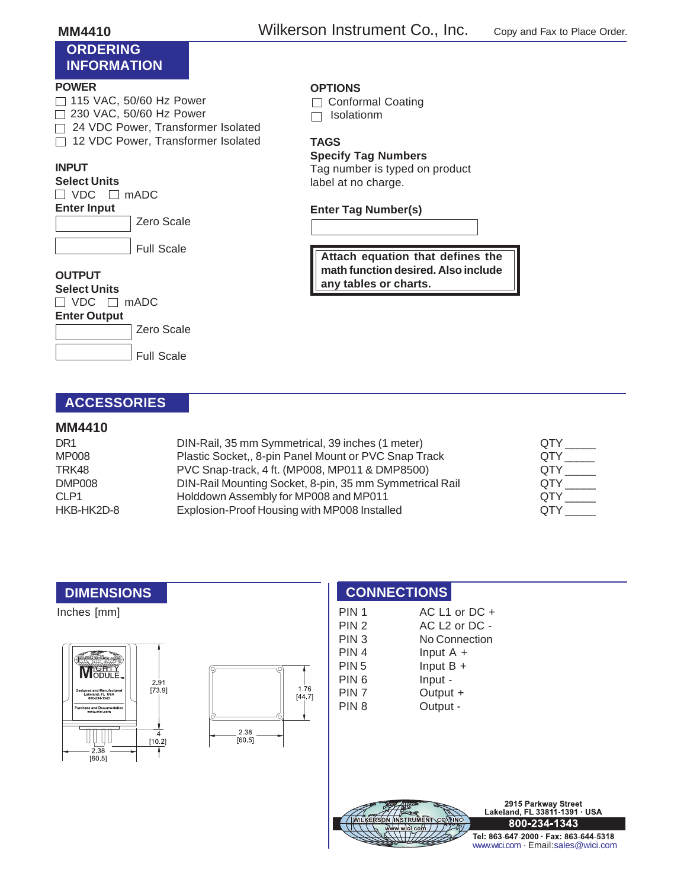## ORDERING INFORMATION

### POWER

- ☐ 115 VAC, 50/60 Hz Power
- ☐ 230 VAC, 50/60 Hz Power
- ☐ 24 VDC Power, Transformer Isolated
- ☐ 12 VDC Power, Transformer Isolated

### INPUT

**Select Units**

☐ VDC ☐ mADC

**Enter Input**

______ Zero Scale

______ Full Scale

### OUTPUT

**Select Units**

☐ VDC ☐ mADC

**Enter Output**

______ Zero Scale

______ Full Scale

### OPTIONS

- ☐ Conformal Coating
- ☐ Isolationm

### TAGS

**Specify Tag Numbers**

Tag number is typed on product label at no charge.

**Enter Tag Number(s)**

______

**Attach equation that defines the math function desired. Also include any tables or charts.**

## ACCESSORIES

### MM4410

| | | |
|---|---|---|
| DR1 | DIN-Rail, 35 mm Symmetrical, 39 inches (1 meter) | QTY _____ |
| MP008 | Plastic Socket,, 8-pin Panel Mount or PVC Snap Track | QTY _____ |
| TRK48 | PVC Snap-track, 4 ft. (MP008, MP011 & DMP8500) | QTY _____ |
| DMP008 | DIN-Rail Mounting Socket, 8-pin, 35 mm Symmetrical Rail | QTY _____ |
| CLP1 | Holddown Assembly for MP008 and MP011 | QTY _____ |
| HKB-HK2D-8 | Explosion-Proof Housing with MP008 Installed | QTY _____ |

## DIMENSIONS

Inches [mm]

MIGHTY MODULE

Designed and Manufactured Lakeland, FL USA 800-234-1343

Purchase and Documentation www.wici.com

2.91 [73.9]

.4 [10.2]

2.38 [60.5]

1.76 [44.7]

2.38 [60.5]

## CONNECTIONS

| | |
|---|---|
| PIN 1 | AC L1 or DC + |
| PIN 2 | AC L2 or DC - |
| PIN 3 | No Connection |
| PIN 4 | Input A + |
| PIN 5 | Input B + |
| PIN 6 | Input - |
| PIN 7 | Output + |
| PIN 8 | Output - |

WILKERSON INSTRUMENT CO., INC.
www.wici.com

2915 Parkway Street
Lakeland, FL 33811-1391 · USA
800-234-1343
Tel: 863-647-2000 · Fax: 863-644-5318
www.wici.com · Email:sales@wici.com